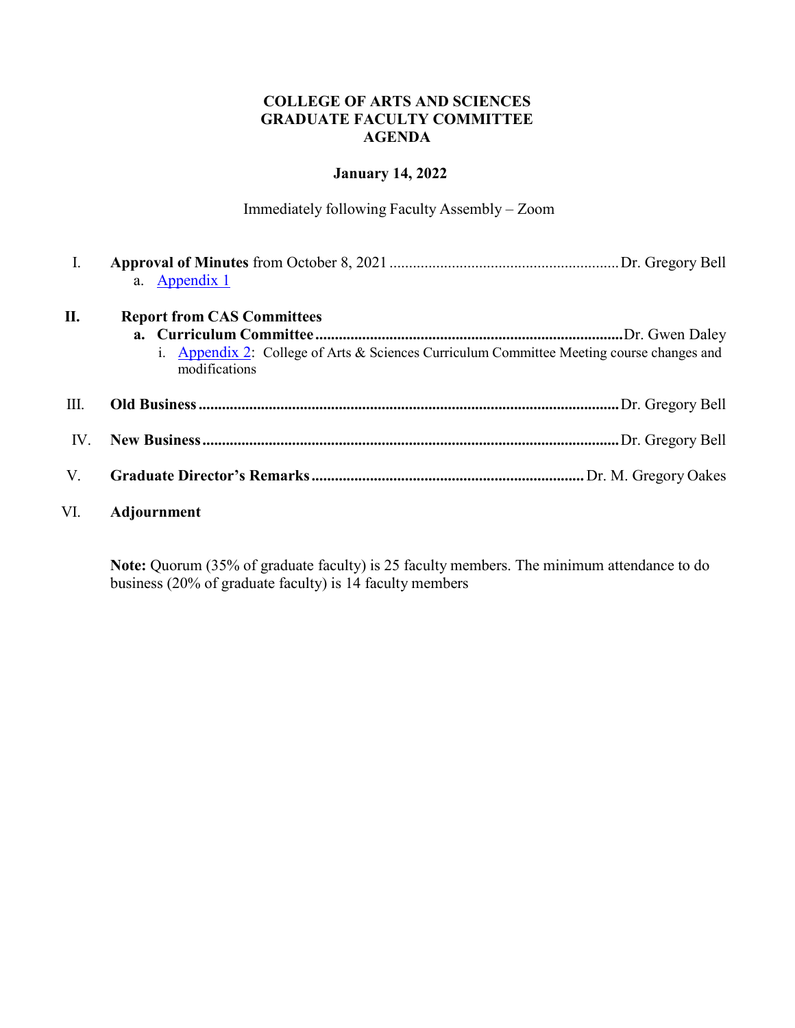# COLLEGE OF ARTS AND SCIENCES
# GRADUATE FACULTY COMMITTEE
# AGENDA

**January 14, 2022**

Immediately following Faculty Assembly – Zoom

I. **Approval of Minutes** from October 8, 2021 .......... Dr. Gregory Bell
   a. Appendix 1

**II. Report from CAS Committees**
   **a. Curriculum Committee** .......... Dr. Gwen Daley
      i. Appendix 2: College of Arts & Sciences Curriculum Committee Meeting course changes and modifications

III. **Old Business** .......... Dr. Gregory Bell

IV. **New Business** .......... Dr. Gregory Bell

V. **Graduate Director's Remarks** .......... Dr. M. Gregory Oakes

VI. **Adjournment**

**Note:** Quorum (35% of graduate faculty) is 25 faculty members. The minimum attendance to do business (20% of graduate faculty) is 14 faculty members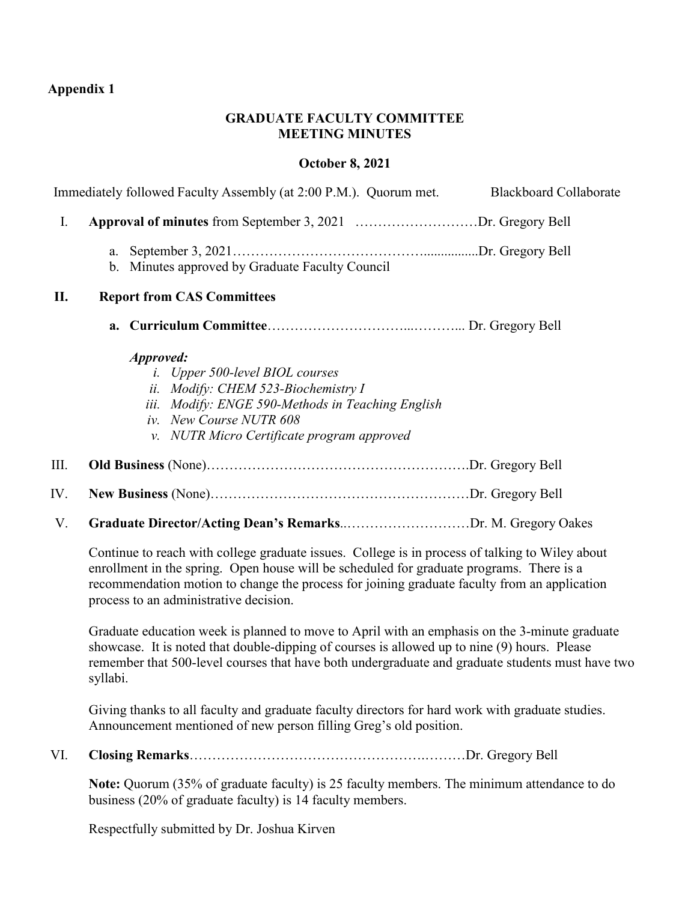**Appendix 1**

# GRADUATE FACULTY COMMITTEE MEETING MINUTES

**October 8, 2021**

Immediately followed Faculty Assembly (at 2:00 P.M.). Quorum met. Blackboard Collaborate

I. **Approval of minutes** from September 3, 2021 ………………………Dr. Gregory Bell

   a. September 3, 2021…………………………………..................Dr. Gregory Bell
   b. Minutes approved by Graduate Faculty Council

**II. Report from CAS Committees**

   **a. Curriculum Committee**…………………………...………... Dr. Gregory Bell

   ***Approved:***

   *i. Upper 500-level BIOL courses*
   *ii. Modify: CHEM 523-Biochemistry I*
   *iii. Modify: ENGE 590-Methods in Teaching English*
   *iv. New Course NUTR 608*
   *v. NUTR Micro Certificate program approved*

III. **Old Business** (None)………………………………………………….Dr. Gregory Bell

IV. **New Business** (None)…………………………………………………Dr. Gregory Bell

V. **Graduate Director/Acting Dean's Remarks**..………………………Dr. M. Gregory Oakes

Continue to reach with college graduate issues. College is in process of talking to Wiley about enrollment in the spring. Open house will be scheduled for graduate programs. There is a recommendation motion to change the process for joining graduate faculty from an application process to an administrative decision.

Graduate education week is planned to move to April with an emphasis on the 3-minute graduate showcase. It is noted that double-dipping of courses is allowed up to nine (9) hours. Please remember that 500-level courses that have both undergraduate and graduate students must have two syllabi.

Giving thanks to all faculty and graduate faculty directors for hard work with graduate studies. Announcement mentioned of new person filling Greg's old position.

VI. **Closing Remarks**……………………………………………….………Dr. Gregory Bell

**Note:** Quorum (35% of graduate faculty) is 25 faculty members. The minimum attendance to do business (20% of graduate faculty) is 14 faculty members.

Respectfully submitted by Dr. Joshua Kirven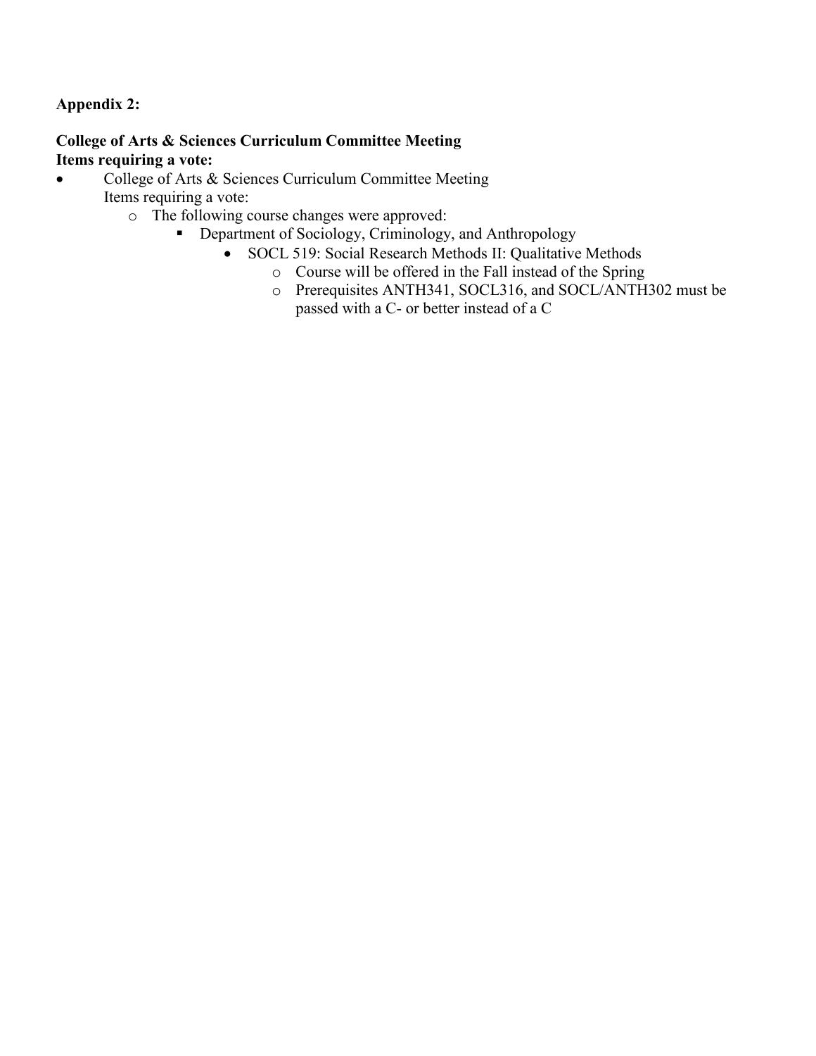**Appendix 2:**

**College of Arts & Sciences Curriculum Committee Meeting**
**Items requiring a vote:**

- College of Arts & Sciences Curriculum Committee Meeting
  Items requiring a vote:
    - The following course changes were approved:
        - Department of Sociology, Criminology, and Anthropology
            - SOCL 519: Social Research Methods II: Qualitative Methods
                - Course will be offered in the Fall instead of the Spring
                - Prerequisites ANTH341, SOCL316, and SOCL/ANTH302 must be passed with a C- or better instead of a C